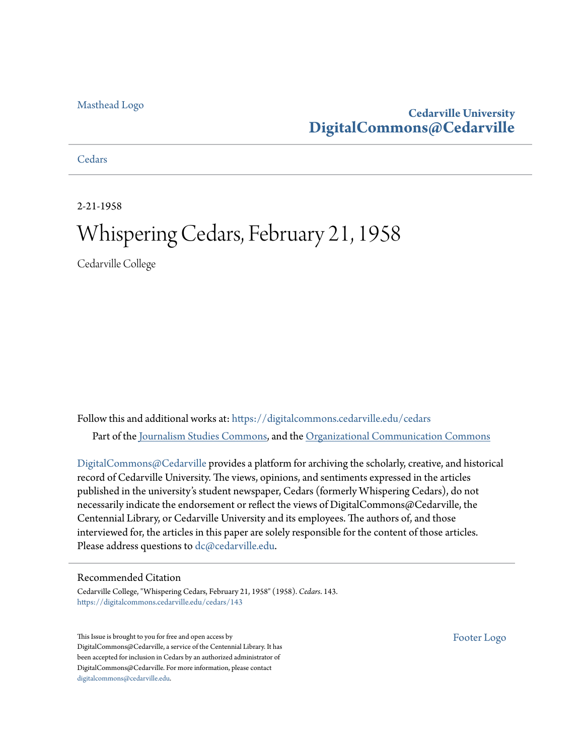Masthead Logo

**Cedarville University**
**DigitalCommons@Cedarville**

Cedars

2-21-1958

# Whispering Cedars, February 21, 1958

Cedarville College

Follow this and additional works at: https://digitalcommons.cedarville.edu/cedars

Part of the Journalism Studies Commons, and the Organizational Communication Commons

DigitalCommons@Cedarville provides a platform for archiving the scholarly, creative, and historical record of Cedarville University. The views, opinions, and sentiments expressed in the articles published in the university's student newspaper, Cedars (formerly Whispering Cedars), do not necessarily indicate the endorsement or reflect the views of DigitalCommons@Cedarville, the Centennial Library, or Cedarville University and its employees. The authors of, and those interviewed for, the articles in this paper are solely responsible for the content of those articles. Please address questions to dc@cedarville.edu.

## Recommended Citation

Cedarville College, "Whispering Cedars, February 21, 1958" (1958). *Cedars*. 143.
https://digitalcommons.cedarville.edu/cedars/143

This Issue is brought to you for free and open access by DigitalCommons@Cedarville, a service of the Centennial Library. It has been accepted for inclusion in Cedars by an authorized administrator of DigitalCommons@Cedarville. For more information, please contact digitalcommons@cedarville.edu.

Footer Logo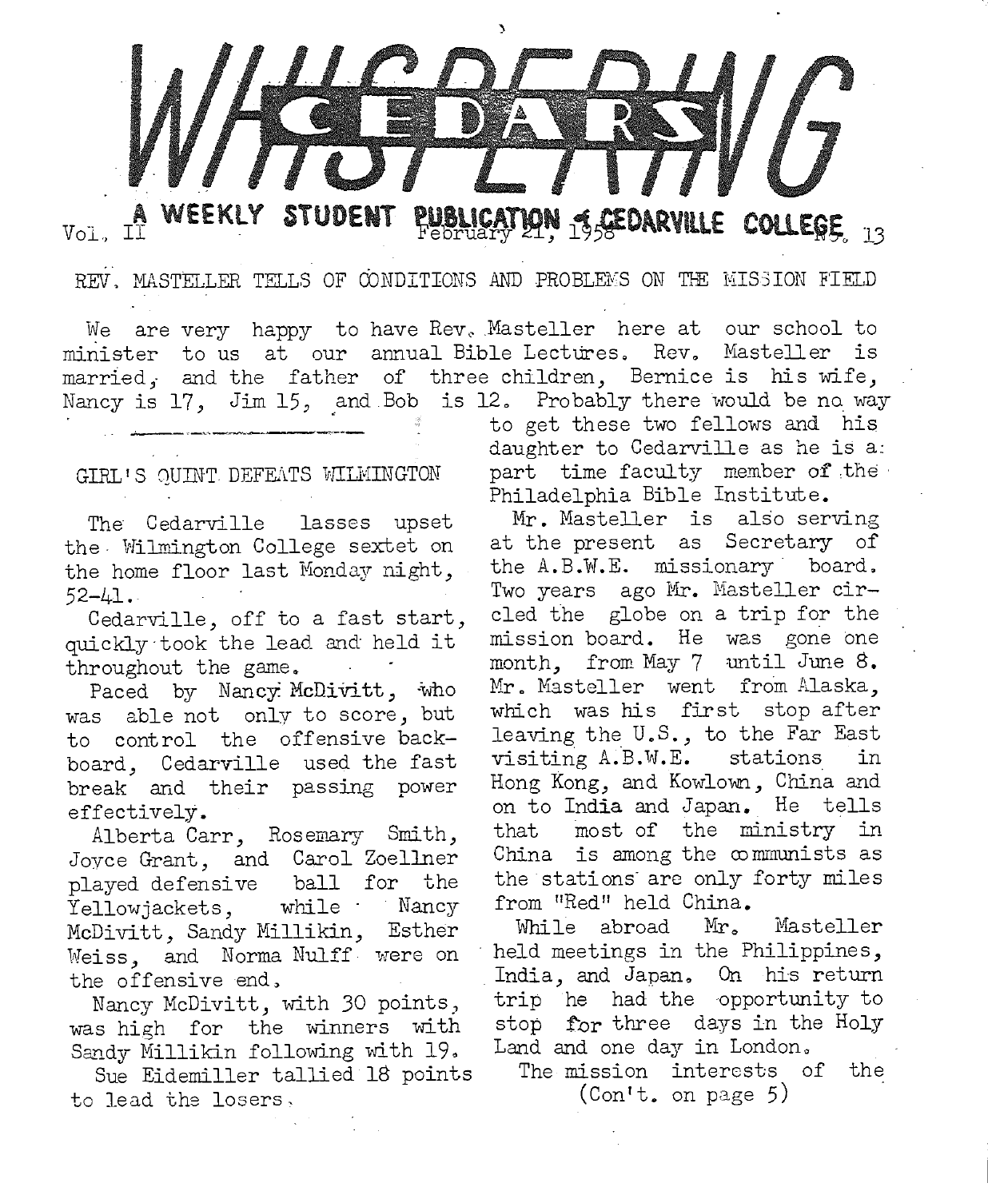# WHISPERING CEDARS

Vol. II — A WEEKLY STUDENT PUBLICATION of CEDARVILLE COLLEGE — February 21, 1958 — No. 13

## REV. MASTELLER TELLS OF CONDITIONS AND PROBLEMS ON THE MISSION FIELD

We are very happy to have Rev. Masteller here at our school to minister to us at our annual Bible Lectures. Rev. Masteller is married, and the father of three children, Bernice is his wife, Nancy is 17, Jim 15, and Bob is 12. Probably there would be no way to get these two fellows and his daughter to Cedarville as he is a part time faculty member of the Philadelphia Bible Institute.

Mr. Masteller is also serving at the present as Secretary of the A.B.W.E. missionary board. Two years ago Mr. Masteller circled the globe on a trip for the mission board. He was gone one month, from May 7 until June 8. Mr. Masteller went from Alaska, which was his first stop after leaving the U.S., to the Far East visiting A.B.W.E. stations in Hong Kong, and Kowlown, China and on to India and Japan. He tells that most of the ministry in China is among the communists as the stations are only forty miles from "Red" held China.

While abroad Mr. Masteller held meetings in the Philippines, India, and Japan. On his return trip he had the opportunity to stop for three days in the Holy Land and one day in London.

The mission interests of the (Con't. on page 5)

## GIRL'S QUINT DEFEATS WILMINGTON

The Cedarville lasses upset the Wilmington College sextet on the home floor last Monday night, 52-41.

Cedarville, off to a fast start, quickly took the lead and held it throughout the game.

Paced by Nancy McDivitt, who was able not only to score, but to control the offensive backboard, Cedarville used the fast break and their passing power effectively.

Alberta Carr, Rosemary Smith, Joyce Grant, and Carol Zoellner played defensive ball for the Yellowjackets, while Nancy McDivitt, Sandy Millikin, Esther Weiss, and Norma Nulff were on the offensive end.

Nancy McDivitt, with 30 points, was high for the winners with Sandy Millikin following with 19.

Sue Eidemiller tallied 18 points to lead the losers.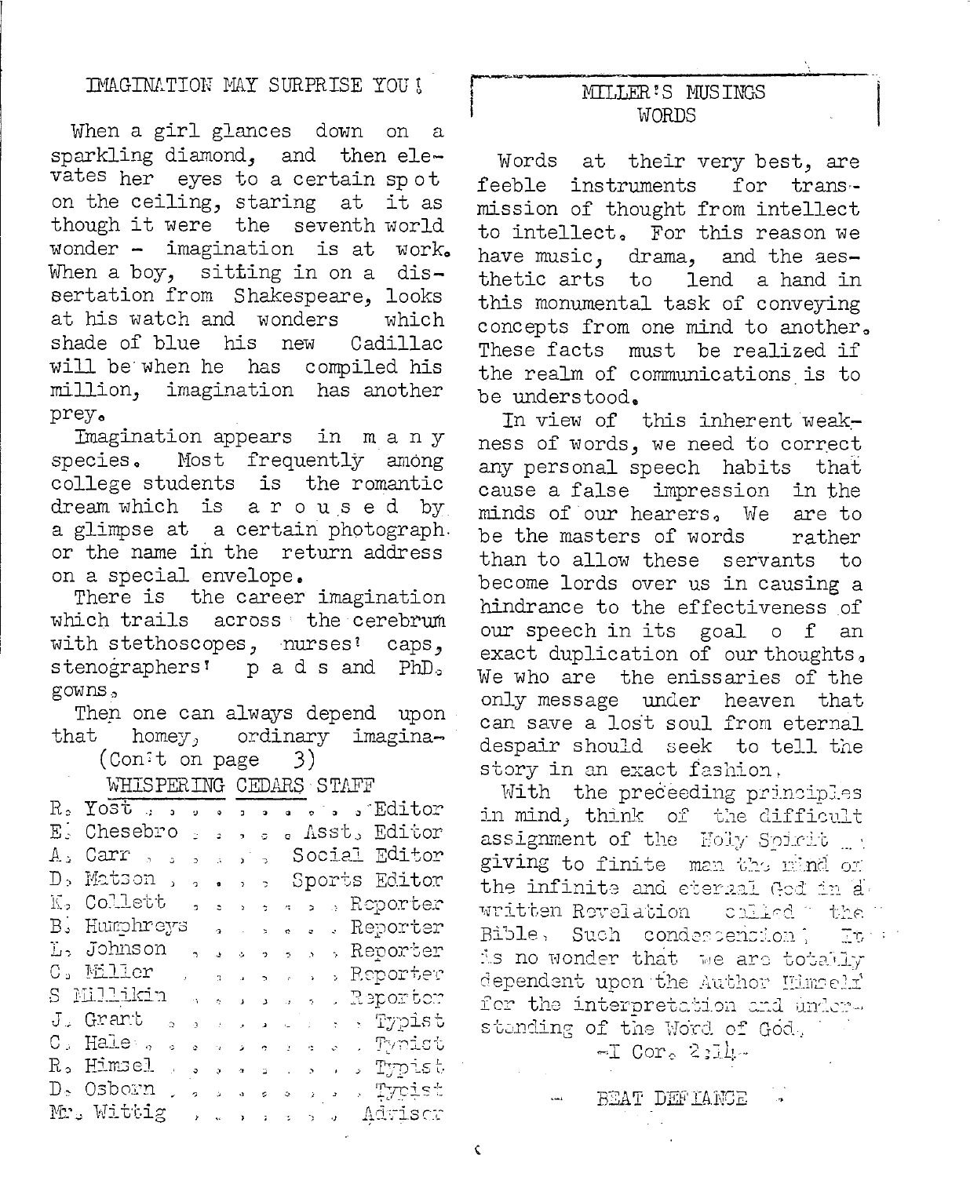## IMAGINATION MAY SURPRISE YOU!

When a girl glances down on a sparkling diamond, and then elevates her eyes to a certain spot on the ceiling, staring at it as though it were the seventh world wonder - imagination is at work. When a boy, sitting in on a dissertation from Shakespeare, looks at his watch and wonders which shade of blue his new Cadillac will be when he has compiled his million, imagination has another prey.

Imagination appears in many species. Most frequently among college students is the romantic dream which is aroused by a glimpse at a certain photograph or the name in the return address on a special envelope.

There is the career imagination which trails across the cerebrum with stethoscopes, nurses' caps, stenographers' pads and PhD. gowns.

Then one can always depend upon that homey, ordinary imagina-

(Con't on page 3)

### WHISPERING CEDARS STAFF

| | |
|---|---|
| R. Yost | Editor |
| E. Chesebro | Asst. Editor |
| A. Carr | Social Editor |
| D. Matson | Sports Editor |
| K. Collett | Reporter |
| B. Humphreys | Reporter |
| L. Johnson | Reporter |
| C. Miller | Reporter |
| S Millikin | Reporter |
| J. Grant | Typist |
| C. Hale | Typist |
| R. Himsel | Typist |
| D. Osborn | Typist |
| Mr. Wittig | Adviser |

## MILLER'S MUSINGS
## WORDS

Words at their very best, are feeble instruments for transmission of thought from intellect to intellect. For this reason we have music, drama, and the aesthetic arts to lend a hand in this monumental task of conveying concepts from one mind to another. These facts must be realized if the realm of communications is to be understood.

In view of this inherent weakness of words, we need to correct any personal speech habits that cause a false impression in the minds of our hearers. We are to be the masters of words rather than to allow these servants to become lords over us in causing a hindrance to the effectiveness of our speech in its goal of an exact duplication of our thoughts. We who are the emissaries of the only message under heaven that can save a lost soul from eternal despair should seek to tell the story in an exact fashion.

With the preceeding principles in mind, think of the difficult assignment of the Holy Spirit giving to finite man the mind of the infinite and eternal God in a written Revelation called the Bible. Such condescension! It is no wonder that we are totally dependent upon the Author Himself for the interpretation and understanding of the Word of God.

-I Cor. 2:14-

— BEAT DEFIANCE —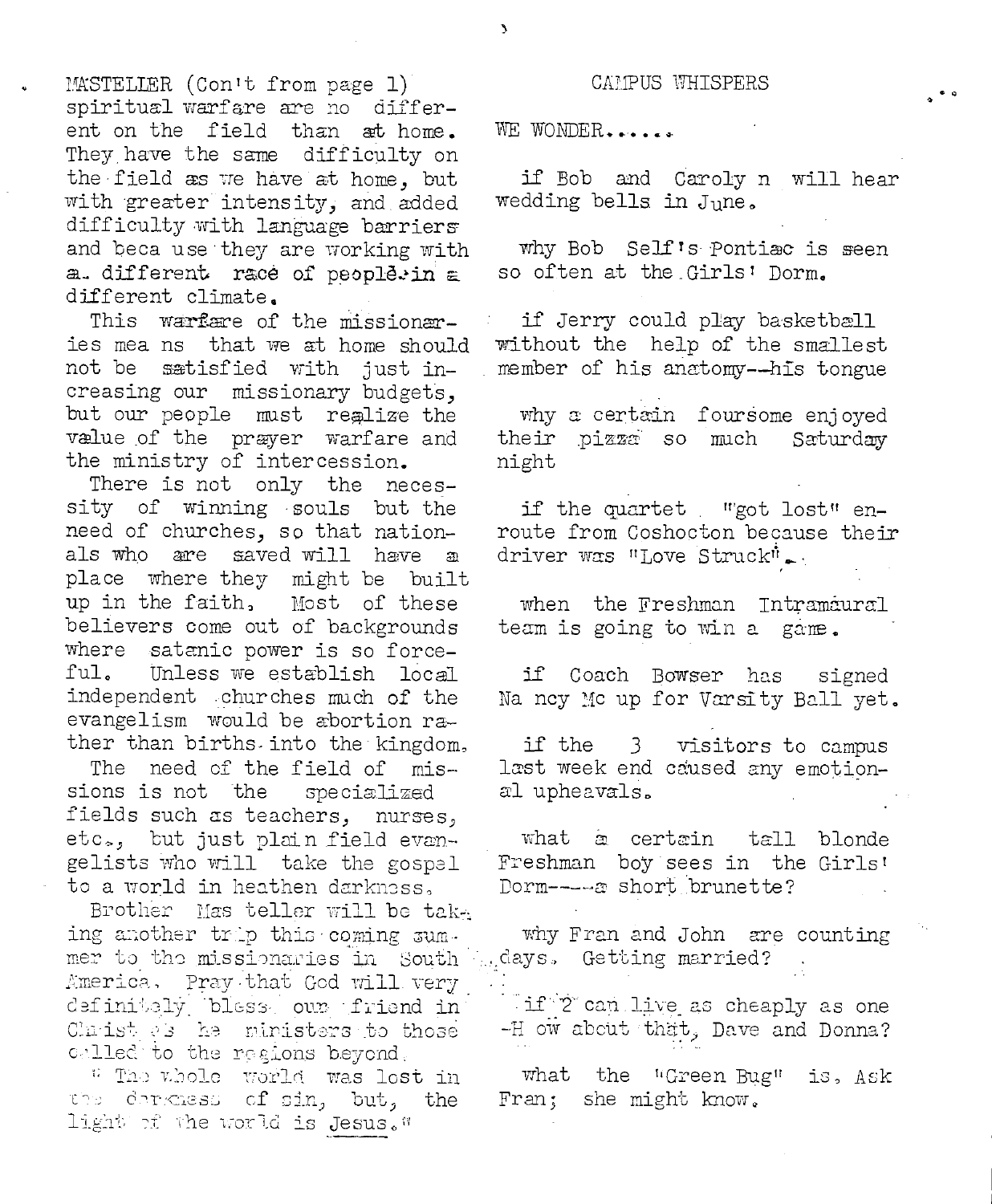MASTELLER (Con't from page 1)
spiritual warfare are no different on the field than at home. They have the same difficulty on the field as we have at home, but with greater intensity, and added difficulty with language barriers and because they are working with a different race of people in a different climate.

This warfare of the missionaries means that we at home should not be satisfied with just increasing our missionary budgets, but our people must realize the value of the prayer warfare and the ministry of intercession.

There is not only the necessity of winning souls but the need of churches, so that nationals who are saved will have a place where they might be built up in the faith. Most of these believers come out of backgrounds where satanic power is so forceful. Unless we establish local independent churches much of the evangelism would be abortion rather than births into the kingdom.

The need of the field of missions is not the specialized fields such as teachers, nurses, etc., but just plain field evangelists who will take the gospel to a world in heathen darkness.

Brother Masteller will be taking another trip this coming summer to the missionaries in South America. Pray that God will very definitely bless our friend in Christ as he ministers to those called to the regions beyond.

" The whole world was lost in the darkness of sin, but, the light of the world is Jesus."

## CAMPUS WHISPERS

WE WONDER......

if Bob and Carolyn will hear wedding bells in June.

why Bob Self's Pontiac is seen so often at the Girls' Dorm.

if Jerry could play basketball without the help of the smallest member of his anatomy--his tongue

why a certain foursome enjoyed their pizza so much Saturday night

if the quartet "got lost" enroute from Coshocton because their driver was "Love Struck".

when the Freshman Intramural team is going to win a game.

if Coach Bowser has signed Nancy Mc up for Varsity Ball yet.

if the 3 visitors to campus last week end caused any emotional upheavals.

what a certain tall blonde Freshman boy sees in the Girls' Dorm----a short brunette?

why Fran and John are counting days. Getting married?

if 2 can live as cheaply as one -How about that, Dave and Donna?

what the "Green Bug" is. Ask Fran; she might know.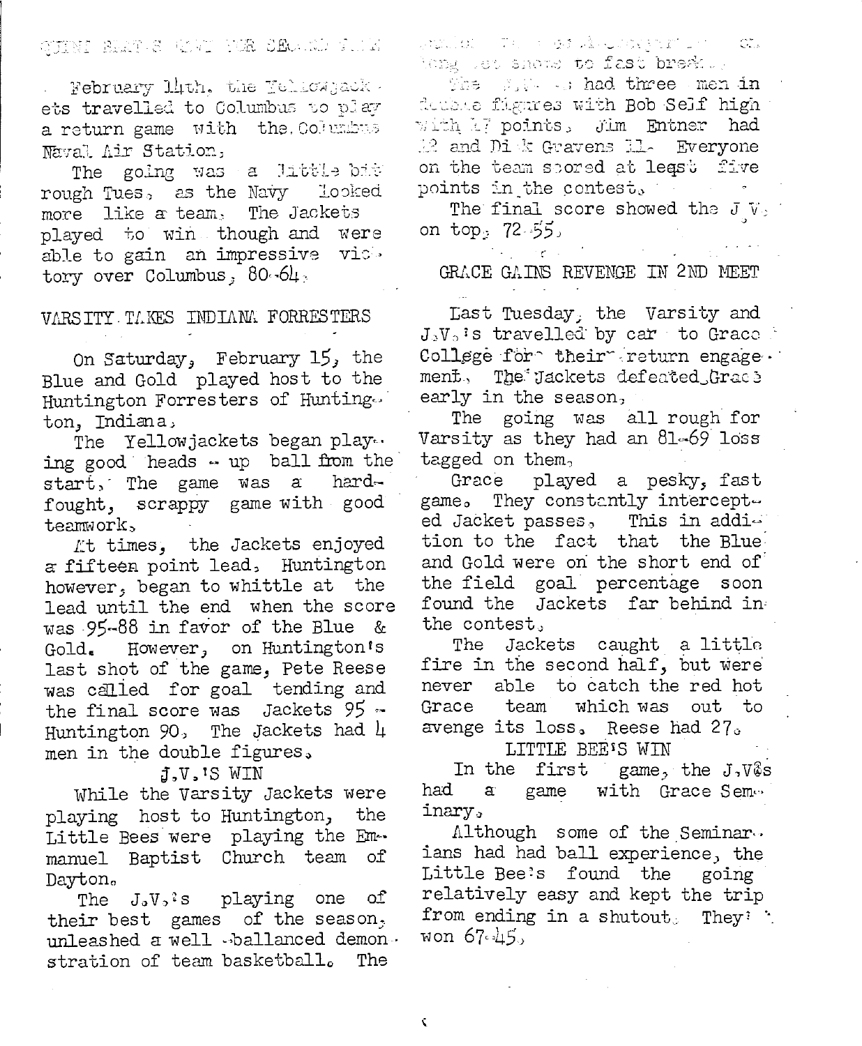QUINI BEATS NAVY FOR SECOND TIME

February 14th, the Yellowjackets travelled to Columbus to play a return game with the Columbus Naval Air Station.

The going was a little bit rough Tues., as the Navy looked more like a team. The Jackets played to win though and were able to gain an impressive victory over Columbus, 80-64.

## VARSITY TAKES INDIANA FORRESTERS

On Saturday, February 15, the Blue and Gold played host to the Huntington Forresters of Huntington, Indiana.

The Yellowjackets began playing good heads - up ball from the start. The game was a hard-fought, scrappy game with good teamwork.

At times, the Jackets enjoyed a fifteen point lead. Huntington however, began to whittle at the lead until the end when the score was 95-88 in favor of the Blue & Gold. However, on Huntington's last shot of the game, Pete Reese was called for goal tending and the final score was Jackets 95 - Huntington 90. The Jackets had 4 men in the double figures.

### J.V.'S WIN

While the Varsity Jackets were playing host to Huntington, the Little Bees were playing the Emmanuel Baptist Church team of Dayton.

The J.V.'s playing one of their best games of the season, unleashed a well -ballanced demonstration of team basketball. The long set shots to fast breaks.

The J.V.'s had three men in double figures with Bob Self high with 17 points. Jim Entner had 12 and Dick Gravens 11. Everyone on the team scored at least five points in the contest.

The final score showed the J.V. on top, 72-55.

## GRACE GAINS REVENGE IN 2ND MEET

Last Tuesday, the Varsity and J.V.'s travelled by car to Grace College for their return engagement. The Jackets defeated Grace early in the season.

The going was all rough for Varsity as they had an 81-69 loss tagged on them.

Grace played a pesky, fast game. They constantly intercepted Jacket passes. This in addition to the fact that the Blue and Gold were on the short end of the field goal percentage soon found the Jackets far behind in the contest.

The Jackets caught a little fire in the second half, but were never able to catch the red hot Grace team which was out to avenge its loss. Reese had 27.

### LITTLE BEE'S WIN

In the first game, the J.V's had a game with Grace Seminary.

Although some of the Seminarians had had ball experience, the Little Bee's found the going relatively easy and kept the trip from ending in a shutout. They won 67-45.